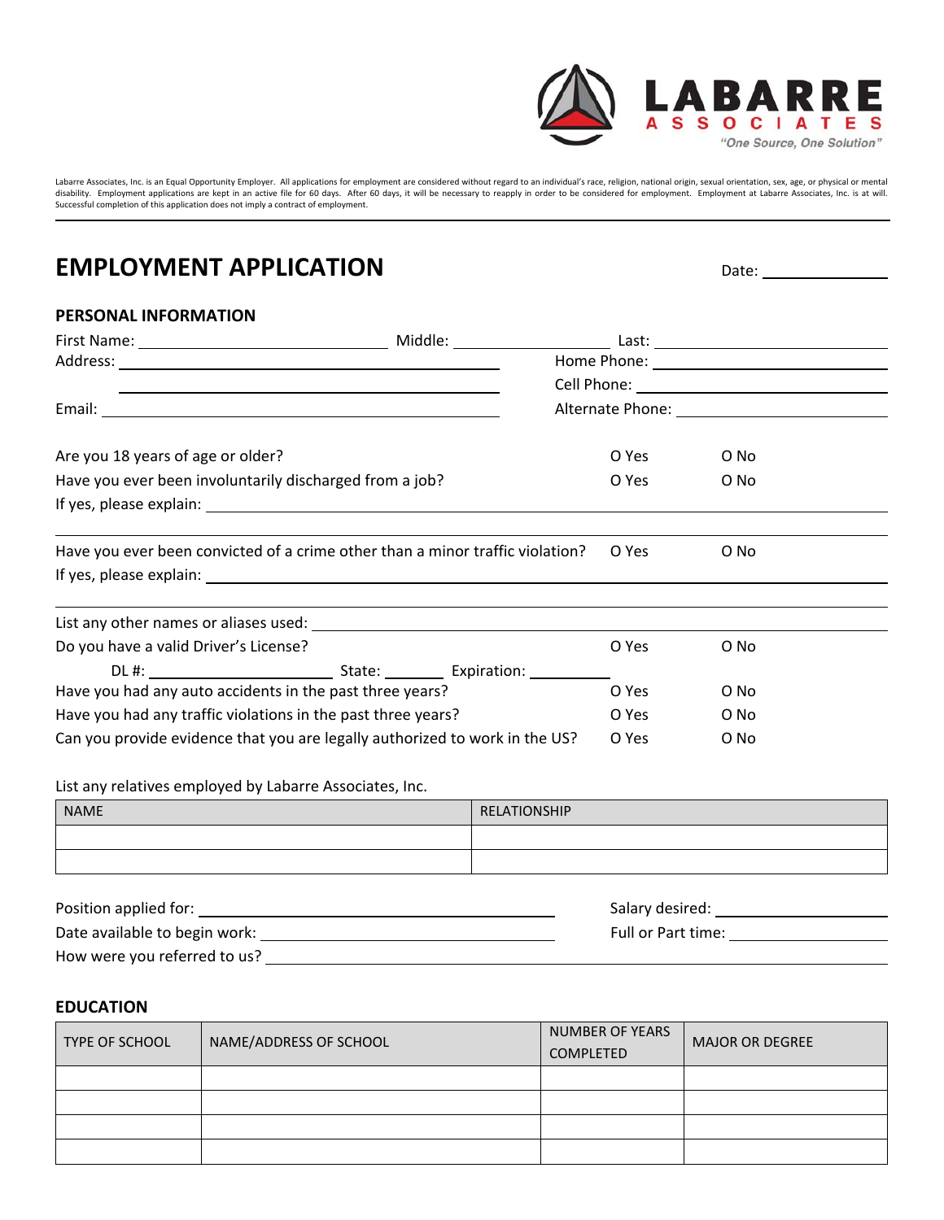**LABARRE ASSOCIATES**
*"One Source, One Solution"*

Labarre Associates, Inc. is an Equal Opportunity Employer. All applications for employment are considered without regard to an individual's race, religion, national origin, sexual orientation, sex, age, or physical or mental disability. Employment applications are kept in an active file for 60 days. After 60 days, it will be necessary to reapply in order to be considered for employment. Employment at Labarre Associates, Inc. is at will. Successful completion of this application does not imply a contract of employment.

# EMPLOYMENT APPLICATION

Date: ______________

## PERSONAL INFORMATION

First Name: ______________ Middle: ______________ Last: ______________

Address: ______________________________ Home Phone: ______________

______________________________ Cell Phone: ______________

Email: ______________________________ Alternate Phone: ______________

Are you 18 years of age or older? O Yes O No

Have you ever been involuntarily discharged from a job? O Yes O No

If yes, please explain: ______________________________

______________________________

Have you ever been convicted of a crime other than a minor traffic violation? O Yes O No

If yes, please explain: ______________________________

______________________________

List any other names or aliases used: ______________________________

Do you have a valid Driver's License? O Yes O No

DL #: ______________ State: ________ Expiration: ________

Have you had any auto accidents in the past three years? O Yes O No

Have you had any traffic violations in the past three years? O Yes O No

Can you provide evidence that you are legally authorized to work in the US? O Yes O No

List any relatives employed by Labarre Associates, Inc.

| NAME | RELATIONSHIP |
|---|---|
| | |
| | |

Position applied for: ______________________________ Salary desired: ______________

Date available to begin work: ______________________________ Full or Part time: ______________

How were you referred to us? ______________________________

## EDUCATION

| TYPE OF SCHOOL | NAME/ADDRESS OF SCHOOL | NUMBER OF YEARS COMPLETED | MAJOR OR DEGREE |
|---|---|---|---|
| | | | |
| | | | |
| | | | |
| | | | |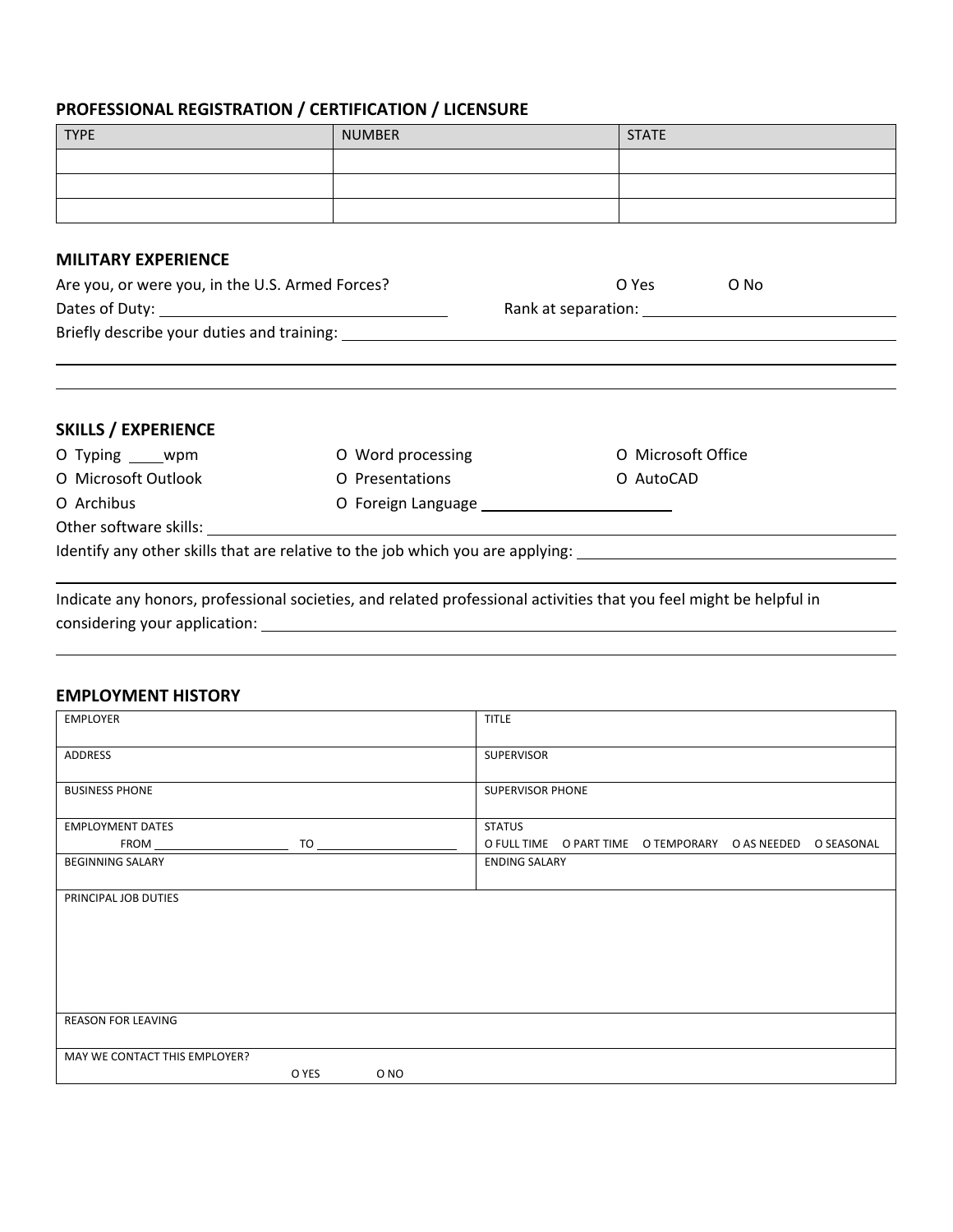## PROFESSIONAL REGISTRATION / CERTIFICATION / LICENSURE

| TYPE | NUMBER | STATE |
|---|---|---|
| | | |
| | | |
| | | |

## MILITARY EXPERIENCE

Are you, or were you, in the U.S. Armed Forces? O Yes O No

Dates of Duty: ____________________ Rank at separation: ____________________

Briefly describe your duties and training: ____________________

____________________

____________________

## SKILLS / EXPERIENCE

O Typing ____wpm

O Word processing

O Microsoft Office

O Microsoft Outlook

O Presentations

O AutoCAD

O Archibus

O Foreign Language ____________________

Other software skills: ____________________

Identify any other skills that are relative to the job which you are applying: ____________________

____________________

Indicate any honors, professional societies, and related professional activities that you feel might be helpful in considering your application: ____________________

____________________

## EMPLOYMENT HISTORY

| | |
|---|---|
| EMPLOYER | TITLE |
| ADDRESS | SUPERVISOR |
| BUSINESS PHONE | SUPERVISOR PHONE |
| EMPLOYMENT DATES<br>FROM ____________ TO ____________ | STATUS<br>O FULL TIME O PART TIME O TEMPORARY O AS NEEDED O SEASONAL |
| BEGINNING SALARY | ENDING SALARY |
| PRINCIPAL JOB DUTIES | |
| REASON FOR LEAVING | |
| MAY WE CONTACT THIS EMPLOYER?<br>O YES O NO | |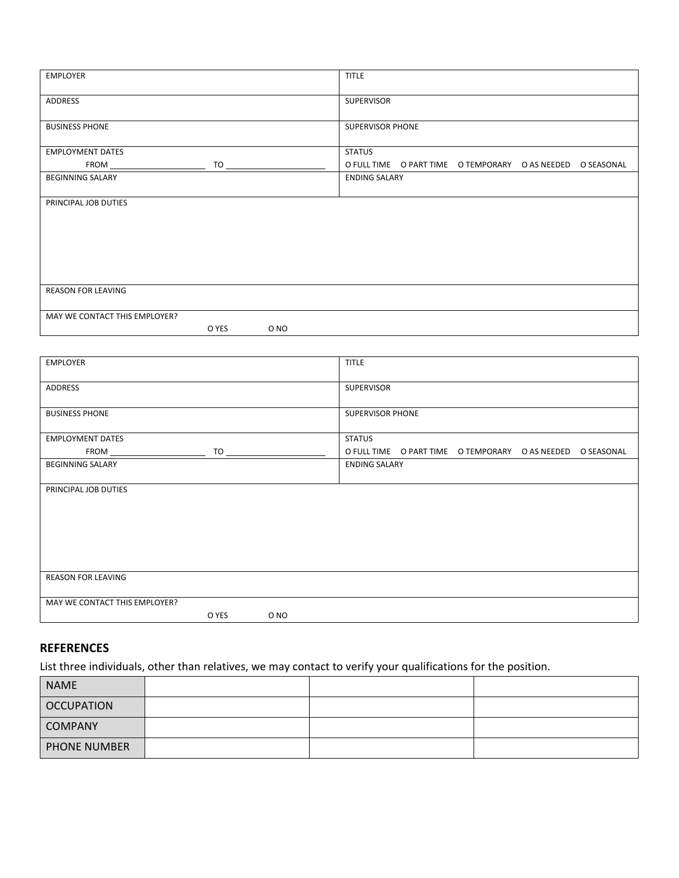| EMPLOYER | TITLE |
| --- | --- |
| ADDRESS | SUPERVISOR |
| BUSINESS PHONE | SUPERVISOR PHONE |
| EMPLOYMENT DATES<br>FROM \_\_\_\_\_\_\_\_\_\_\_\_\_\_\_\_\_\_\_\_ TO \_\_\_\_\_\_\_\_\_\_\_\_\_\_\_\_\_\_\_\_ | STATUS<br>O FULL TIME O PART TIME O TEMPORARY O AS NEEDED O SEASONAL |
| BEGINNING SALARY | ENDING SALARY |
| PRINCIPAL JOB DUTIES | |
| REASON FOR LEAVING | |
| MAY WE CONTACT THIS EMPLOYER?<br>O YES O NO | |

| EMPLOYER | TITLE |
| --- | --- |
| ADDRESS | SUPERVISOR |
| BUSINESS PHONE | SUPERVISOR PHONE |
| EMPLOYMENT DATES<br>FROM \_\_\_\_\_\_\_\_\_\_\_\_\_\_\_\_\_\_\_\_ TO \_\_\_\_\_\_\_\_\_\_\_\_\_\_\_\_\_\_\_\_ | STATUS<br>O FULL TIME O PART TIME O TEMPORARY O AS NEEDED O SEASONAL |
| BEGINNING SALARY | ENDING SALARY |
| PRINCIPAL JOB DUTIES | |
| REASON FOR LEAVING | |
| MAY WE CONTACT THIS EMPLOYER?<br>O YES O NO | |

## REFERENCES

List three individuals, other than relatives, we may contact to verify your qualifications for the position.

| NAME | | | |
| --- | --- | --- | --- |
| OCCUPATION | | | |
| COMPANY | | | |
| PHONE NUMBER | | | |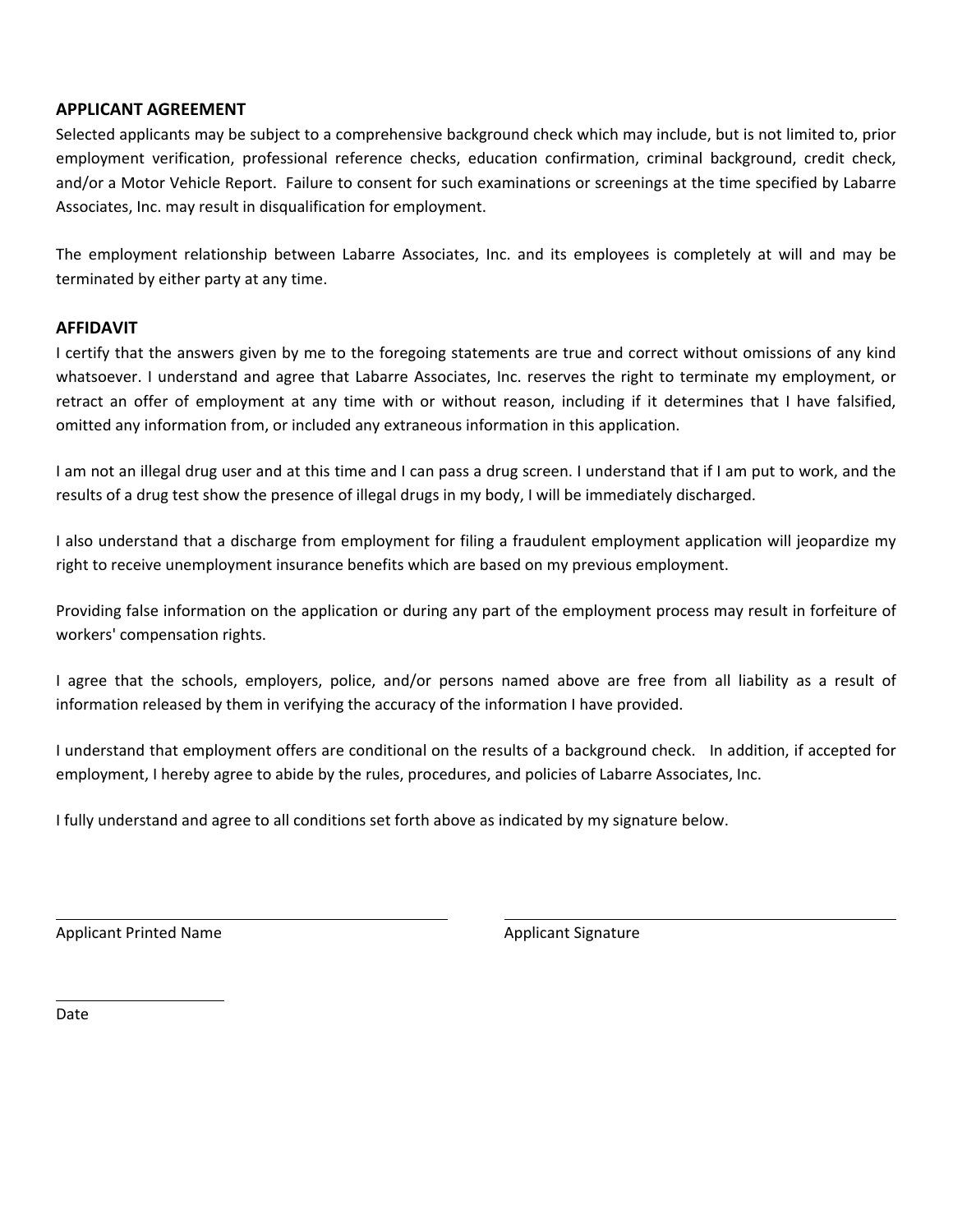**APPLICANT AGREEMENT**

Selected applicants may be subject to a comprehensive background check which may include, but is not limited to, prior employment verification, professional reference checks, education confirmation, criminal background, credit check, and/or a Motor Vehicle Report. Failure to consent for such examinations or screenings at the time specified by Labarre Associates, Inc. may result in disqualification for employment.

The employment relationship between Labarre Associates, Inc. and its employees is completely at will and may be terminated by either party at any time.

**AFFIDAVIT**

I certify that the answers given by me to the foregoing statements are true and correct without omissions of any kind whatsoever. I understand and agree that Labarre Associates, Inc. reserves the right to terminate my employment, or retract an offer of employment at any time with or without reason, including if it determines that I have falsified, omitted any information from, or included any extraneous information in this application.

I am not an illegal drug user and at this time and I can pass a drug screen. I understand that if I am put to work, and the results of a drug test show the presence of illegal drugs in my body, I will be immediately discharged.

I also understand that a discharge from employment for filing a fraudulent employment application will jeopardize my right to receive unemployment insurance benefits which are based on my previous employment.

Providing false information on the application or during any part of the employment process may result in forfeiture of workers' compensation rights.

I agree that the schools, employers, police, and/or persons named above are free from all liability as a result of information released by them in verifying the accuracy of the information I have provided.

I understand that employment offers are conditional on the results of a background check. In addition, if accepted for employment, I hereby agree to abide by the rules, procedures, and policies of Labarre Associates, Inc.

I fully understand and agree to all conditions set forth above as indicated by my signature below.

\_\_\_\_\_\_\_\_\_\_\_\_\_\_\_\_\_\_\_\_\_\_\_\_\_\_\_\_\_\_\_\_\_\_\_\_
Applicant Printed Name

\_\_\_\_\_\_\_\_\_\_\_\_\_\_\_\_\_\_\_\_\_\_\_\_\_\_\_\_\_\_\_\_\_\_\_\_
Applicant Signature

\_\_\_\_\_\_\_\_\_\_\_\_\_\_\_\_
Date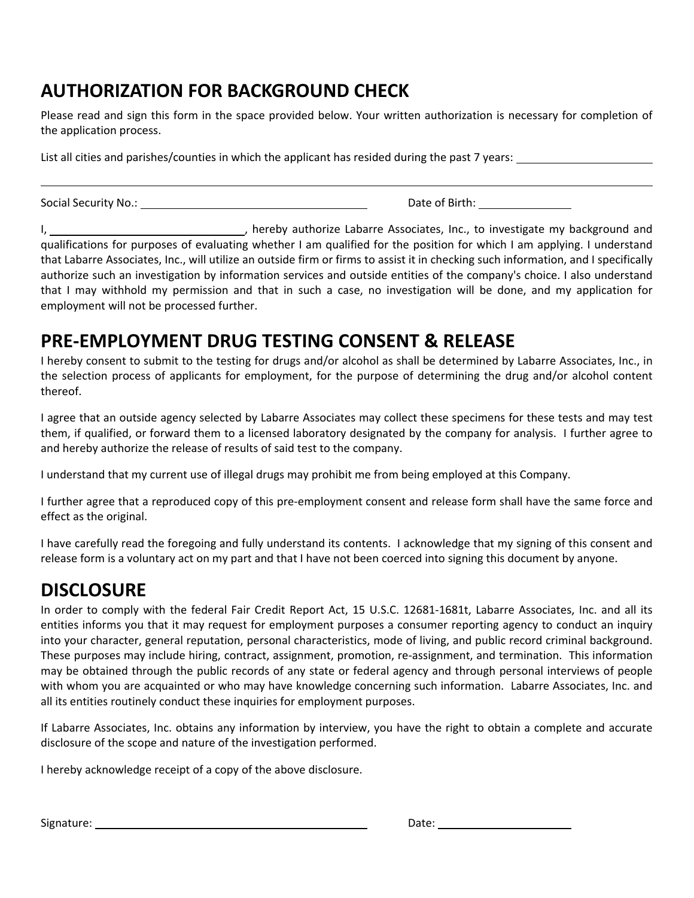## AUTHORIZATION FOR BACKGROUND CHECK

Please read and sign this form in the space provided below. Your written authorization is necessary for completion of the application process.

List all cities and parishes/counties in which the applicant has resided during the past 7 years: ______________________

______________________________________________________________________________

Social Security No.: ______________________________ Date of Birth: ______________

I, ______________________________, hereby authorize Labarre Associates, Inc., to investigate my background and qualifications for purposes of evaluating whether I am qualified for the position for which I am applying. I understand that Labarre Associates, Inc., will utilize an outside firm or firms to assist it in checking such information, and I specifically authorize such an investigation by information services and outside entities of the company's choice. I also understand that I may withhold my permission and that in such a case, no investigation will be done, and my application for employment will not be processed further.

## PRE-EMPLOYMENT DRUG TESTING CONSENT & RELEASE

I hereby consent to submit to the testing for drugs and/or alcohol as shall be determined by Labarre Associates, Inc., in the selection process of applicants for employment, for the purpose of determining the drug and/or alcohol content thereof.

I agree that an outside agency selected by Labarre Associates may collect these specimens for these tests and may test them, if qualified, or forward them to a licensed laboratory designated by the company for analysis. I further agree to and hereby authorize the release of results of said test to the company.

I understand that my current use of illegal drugs may prohibit me from being employed at this Company.

I further agree that a reproduced copy of this pre-employment consent and release form shall have the same force and effect as the original.

I have carefully read the foregoing and fully understand its contents. I acknowledge that my signing of this consent and release form is a voluntary act on my part and that I have not been coerced into signing this document by anyone.

## DISCLOSURE

In order to comply with the federal Fair Credit Report Act, 15 U.S.C. 12681-1681t, Labarre Associates, Inc. and all its entities informs you that it may request for employment purposes a consumer reporting agency to conduct an inquiry into your character, general reputation, personal characteristics, mode of living, and public record criminal background. These purposes may include hiring, contract, assignment, promotion, re-assignment, and termination. This information may be obtained through the public records of any state or federal agency and through personal interviews of people with whom you are acquainted or who may have knowledge concerning such information. Labarre Associates, Inc. and all its entities routinely conduct these inquiries for employment purposes.

If Labarre Associates, Inc. obtains any information by interview, you have the right to obtain a complete and accurate disclosure of the scope and nature of the investigation performed.

I hereby acknowledge receipt of a copy of the above disclosure.

Signature: ______________________________ Date: ______________